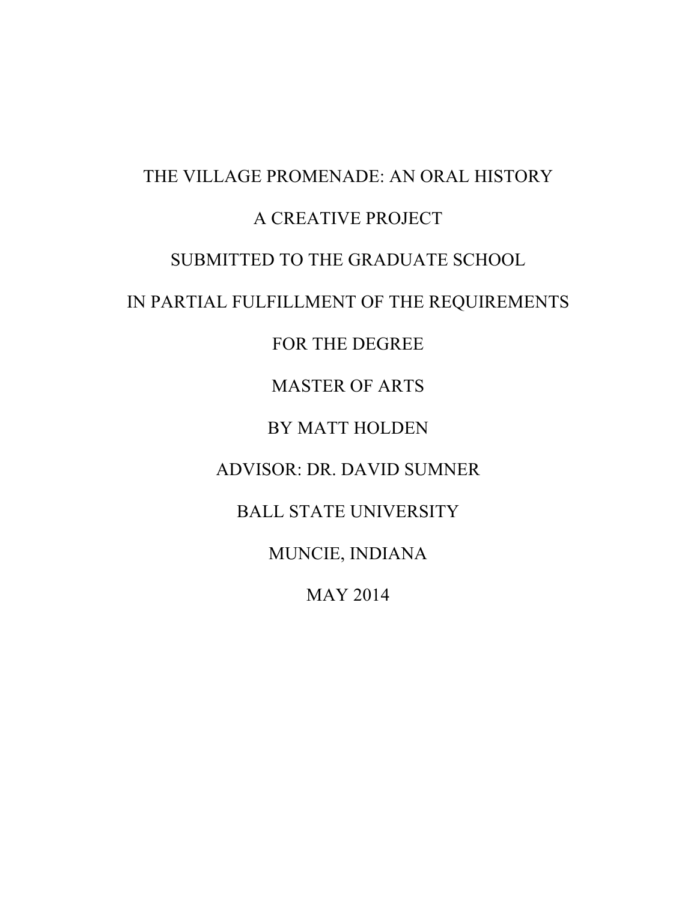# THE VILLAGE PROMENADE: AN ORAL HISTORY

A CREATIVE PROJECT

SUBMITTED TO THE GRADUATE SCHOOL

IN PARTIAL FULFILLMENT OF THE REQUIREMENTS

FOR THE DEGREE

MASTER OF ARTS

BY MATT HOLDEN

ADVISOR: DR. DAVID SUMNER

BALL STATE UNIVERSITY

MUNCIE, INDIANA

MAY 2014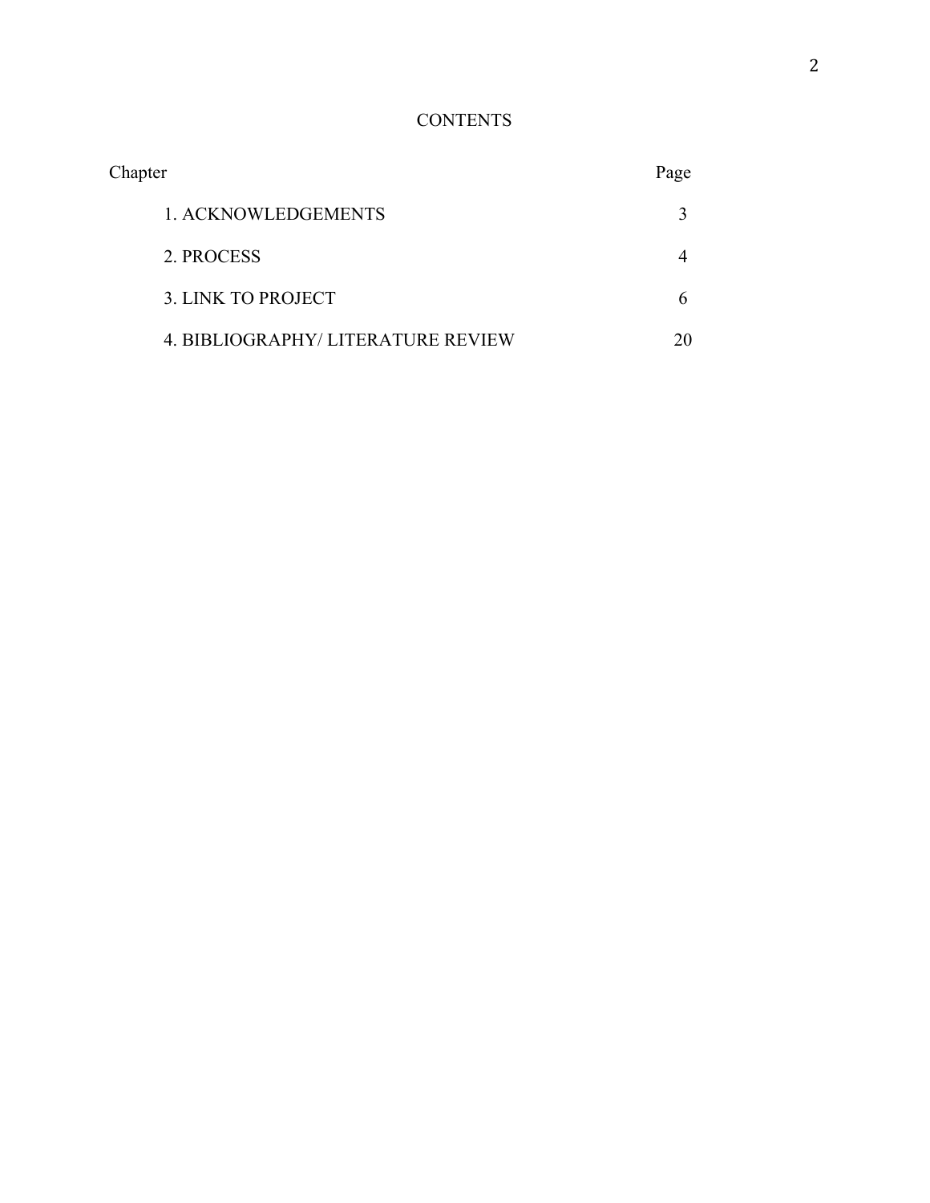# CONTENTS

| Chapter | Page |
| --- | --- |
| 1. ACKNOWLEDGEMENTS | 3 |
| 2. PROCESS | 4 |
| 3. LINK TO PROJECT | 6 |
| 4. BIBLIOGRAPHY/ LITERATURE REVIEW | 20 |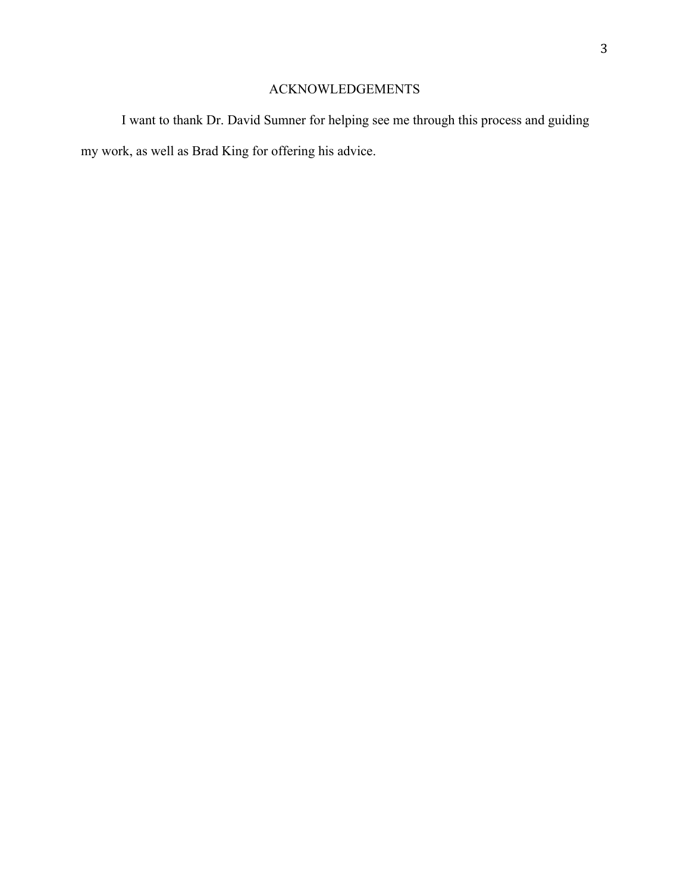# ACKNOWLEDGEMENTS

I want to thank Dr. David Sumner for helping see me through this process and guiding my work, as well as Brad King for offering his advice.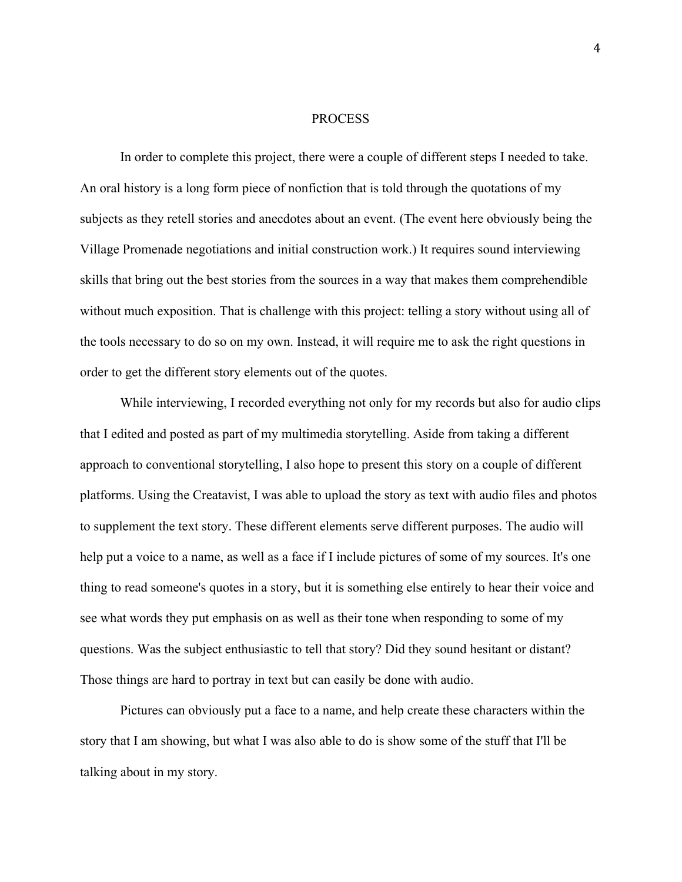# PROCESS

In order to complete this project, there were a couple of different steps I needed to take. An oral history is a long form piece of nonfiction that is told through the quotations of my subjects as they retell stories and anecdotes about an event. (The event here obviously being the Village Promenade negotiations and initial construction work.) It requires sound interviewing skills that bring out the best stories from the sources in a way that makes them comprehendible without much exposition. That is challenge with this project: telling a story without using all of the tools necessary to do so on my own. Instead, it will require me to ask the right questions in order to get the different story elements out of the quotes.

While interviewing, I recorded everything not only for my records but also for audio clips that I edited and posted as part of my multimedia storytelling. Aside from taking a different approach to conventional storytelling, I also hope to present this story on a couple of different platforms. Using the Creatavist, I was able to upload the story as text with audio files and photos to supplement the text story. These different elements serve different purposes. The audio will help put a voice to a name, as well as a face if I include pictures of some of my sources. It's one thing to read someone's quotes in a story, but it is something else entirely to hear their voice and see what words they put emphasis on as well as their tone when responding to some of my questions. Was the subject enthusiastic to tell that story? Did they sound hesitant or distant? Those things are hard to portray in text but can easily be done with audio.

Pictures can obviously put a face to a name, and help create these characters within the story that I am showing, but what I was also able to do is show some of the stuff that I'll be talking about in my story.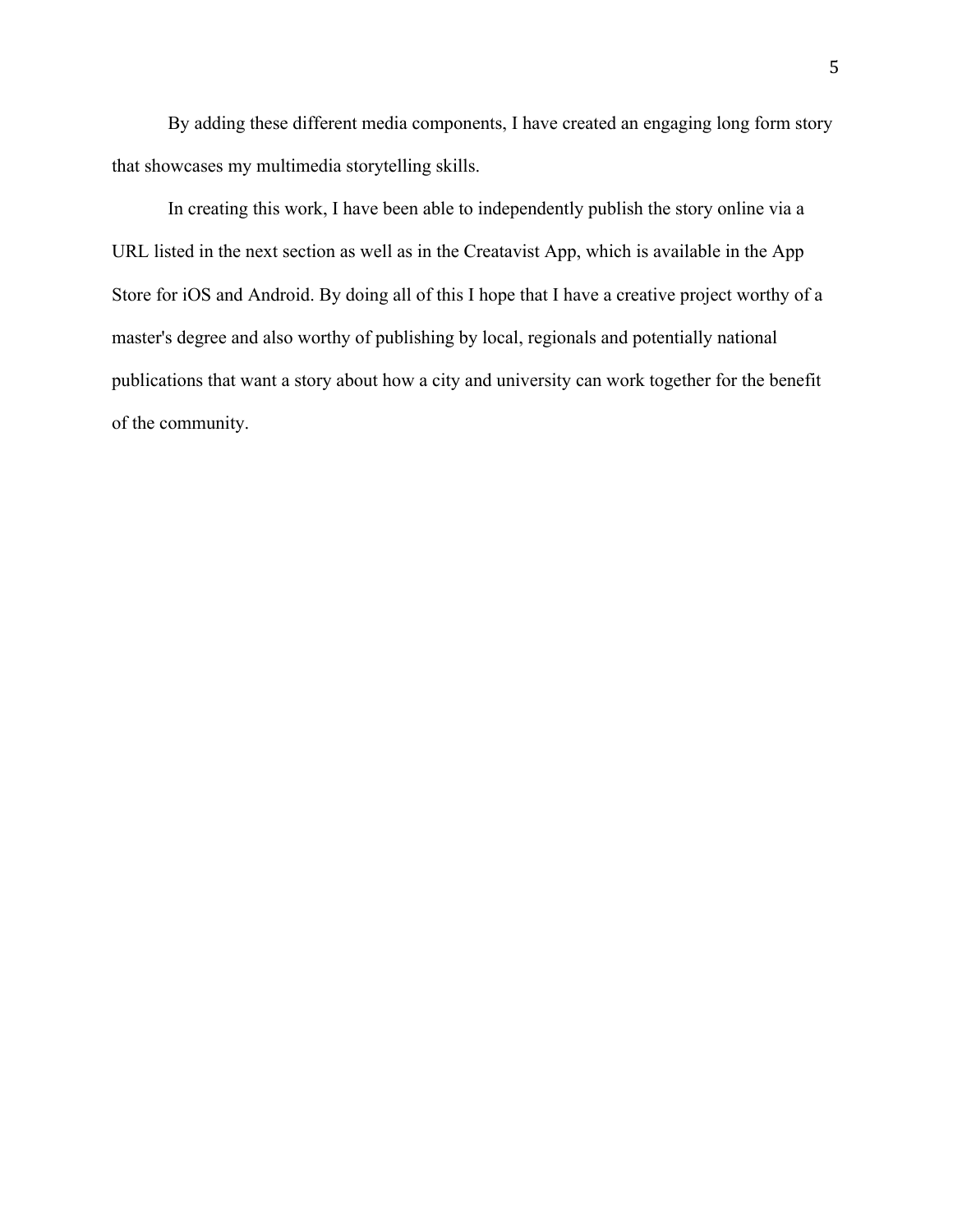By adding these different media components, I have created an engaging long form story that showcases my multimedia storytelling skills.

In creating this work, I have been able to independently publish the story online via a URL listed in the next section as well as in the Creatavist App, which is available in the App Store for iOS and Android. By doing all of this I hope that I have a creative project worthy of a master's degree and also worthy of publishing by local, regionals and potentially national publications that want a story about how a city and university can work together for the benefit of the community.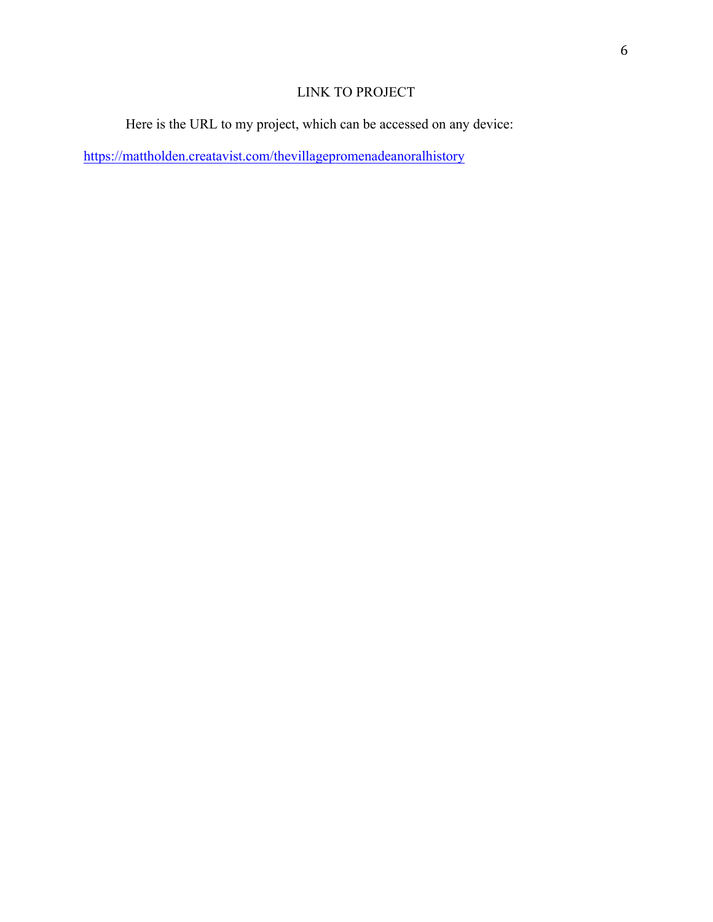## LINK TO PROJECT

Here is the URL to my project, which can be accessed on any device:

https://mattholden.creatavist.com/thevillagepromenadeanoralhistory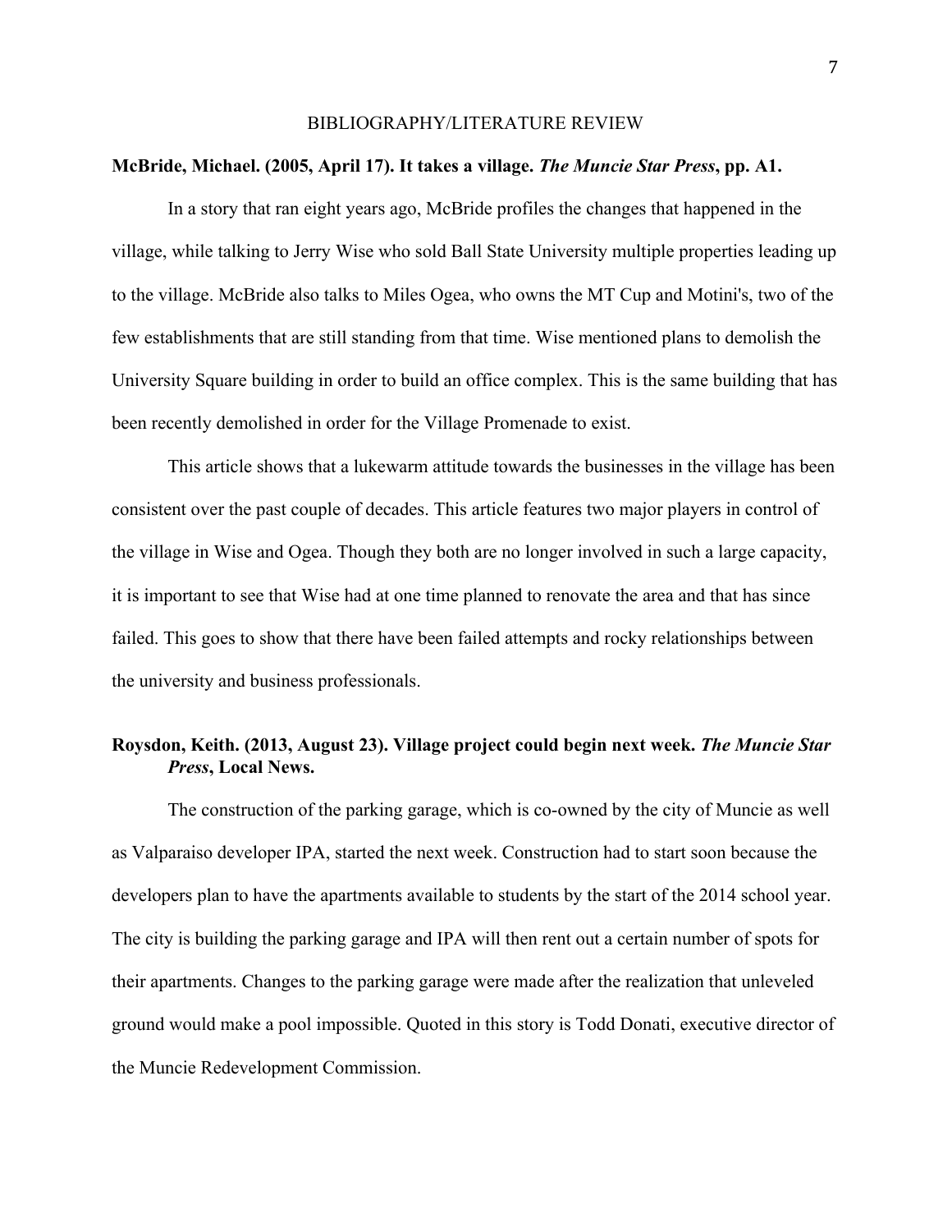BIBLIOGRAPHY/LITERATURE REVIEW

**McBride, Michael. (2005, April 17). It takes a village. *The Muncie Star Press*, pp. A1.**

In a story that ran eight years ago, McBride profiles the changes that happened in the village, while talking to Jerry Wise who sold Ball State University multiple properties leading up to the village. McBride also talks to Miles Ogea, who owns the MT Cup and Motini's, two of the few establishments that are still standing from that time. Wise mentioned plans to demolish the University Square building in order to build an office complex. This is the same building that has been recently demolished in order for the Village Promenade to exist.

This article shows that a lukewarm attitude towards the businesses in the village has been consistent over the past couple of decades. This article features two major players in control of the village in Wise and Ogea. Though they both are no longer involved in such a large capacity, it is important to see that Wise had at one time planned to renovate the area and that has since failed. This goes to show that there have been failed attempts and rocky relationships between the university and business professionals.

**Roysdon, Keith. (2013, August 23). Village project could begin next week. *The Muncie Star Press*, Local News.**

The construction of the parking garage, which is co-owned by the city of Muncie as well as Valparaiso developer IPA, started the next week. Construction had to start soon because the developers plan to have the apartments available to students by the start of the 2014 school year. The city is building the parking garage and IPA will then rent out a certain number of spots for their apartments. Changes to the parking garage were made after the realization that unleveled ground would make a pool impossible. Quoted in this story is Todd Donati, executive director of the Muncie Redevelopment Commission.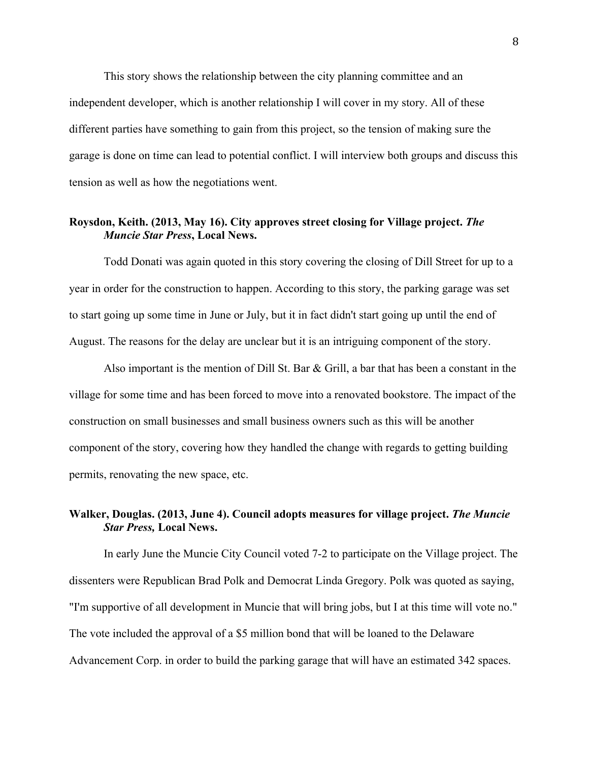This story shows the relationship between the city planning committee and an independent developer, which is another relationship I will cover in my story. All of these different parties have something to gain from this project, so the tension of making sure the garage is done on time can lead to potential conflict. I will interview both groups and discuss this tension as well as how the negotiations went.

**Roysdon, Keith. (2013, May 16). City approves street closing for Village project. *The Muncie Star Press*, Local News.**

Todd Donati was again quoted in this story covering the closing of Dill Street for up to a year in order for the construction to happen. According to this story, the parking garage was set to start going up some time in June or July, but it in fact didn't start going up until the end of August. The reasons for the delay are unclear but it is an intriguing component of the story.

Also important is the mention of Dill St. Bar & Grill, a bar that has been a constant in the village for some time and has been forced to move into a renovated bookstore. The impact of the construction on small businesses and small business owners such as this will be another component of the story, covering how they handled the change with regards to getting building permits, renovating the new space, etc.

**Walker, Douglas. (2013, June 4). Council adopts measures for village project. *The Muncie Star Press,* Local News.**

In early June the Muncie City Council voted 7-2 to participate on the Village project. The dissenters were Republican Brad Polk and Democrat Linda Gregory. Polk was quoted as saying, "I'm supportive of all development in Muncie that will bring jobs, but I at this time will vote no." The vote included the approval of a $5 million bond that will be loaned to the Delaware Advancement Corp. in order to build the parking garage that will have an estimated 342 spaces.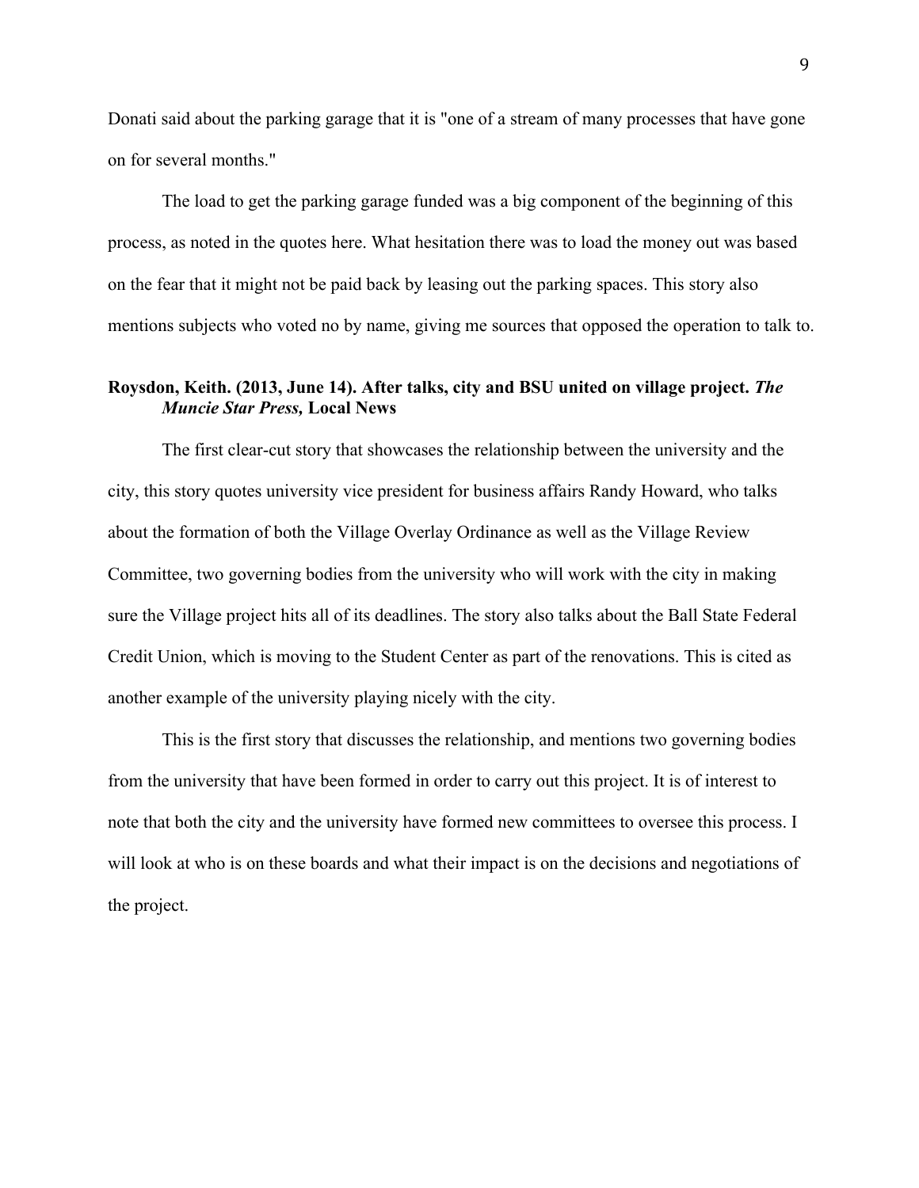Donati said about the parking garage that it is "one of a stream of many processes that have gone on for several months."

The load to get the parking garage funded was a big component of the beginning of this process, as noted in the quotes here. What hesitation there was to load the money out was based on the fear that it might not be paid back by leasing out the parking spaces. This story also mentions subjects who voted no by name, giving me sources that opposed the operation to talk to.

**Roysdon, Keith. (2013, June 14). After talks, city and BSU united on village project. *The Muncie Star Press,* Local News**

The first clear-cut story that showcases the relationship between the university and the city, this story quotes university vice president for business affairs Randy Howard, who talks about the formation of both the Village Overlay Ordinance as well as the Village Review Committee, two governing bodies from the university who will work with the city in making sure the Village project hits all of its deadlines. The story also talks about the Ball State Federal Credit Union, which is moving to the Student Center as part of the renovations. This is cited as another example of the university playing nicely with the city.

This is the first story that discusses the relationship, and mentions two governing bodies from the university that have been formed in order to carry out this project. It is of interest to note that both the city and the university have formed new committees to oversee this process. I will look at who is on these boards and what their impact is on the decisions and negotiations of the project.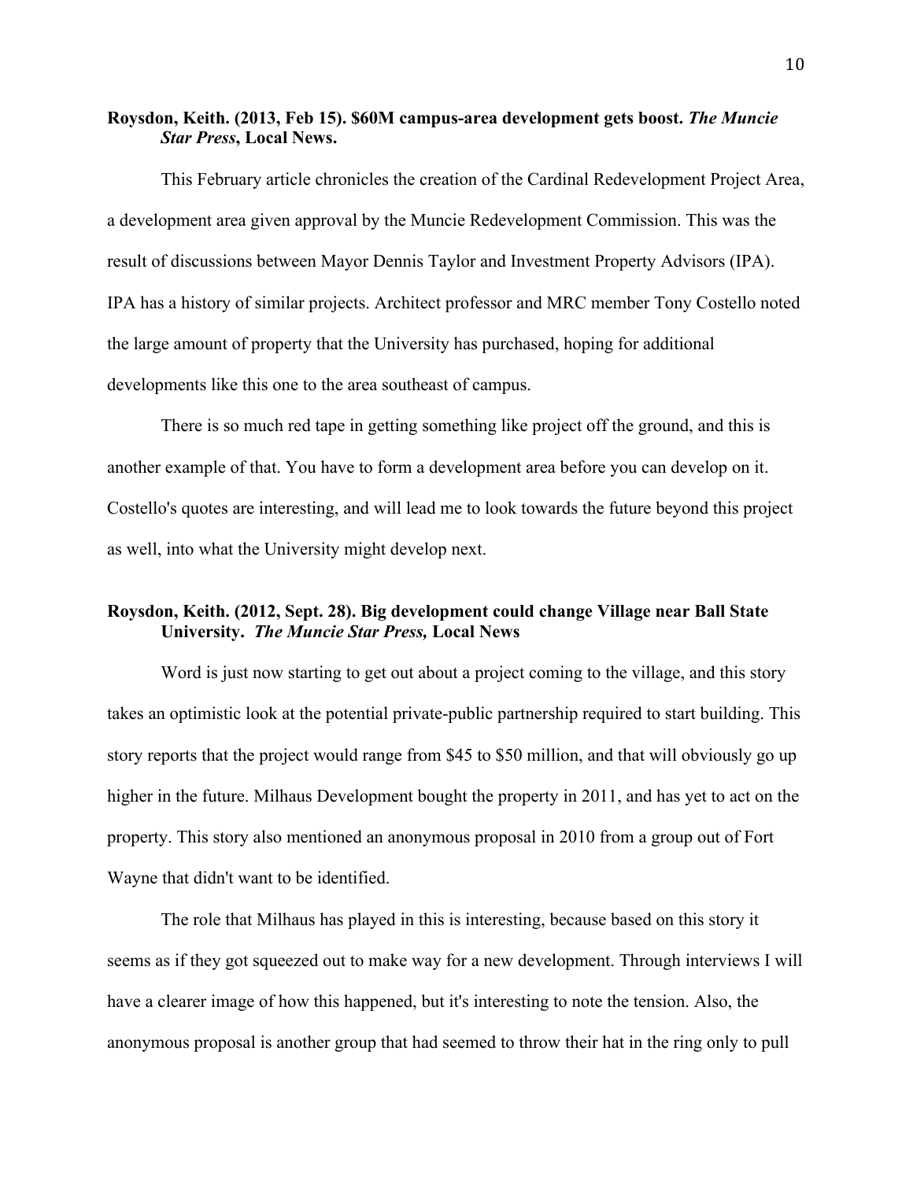**Roysdon, Keith. (2013, Feb 15). $60M campus-area development gets boost. *The Muncie Star Press*, Local News.**

This February article chronicles the creation of the Cardinal Redevelopment Project Area, a development area given approval by the Muncie Redevelopment Commission. This was the result of discussions between Mayor Dennis Taylor and Investment Property Advisors (IPA). IPA has a history of similar projects. Architect professor and MRC member Tony Costello noted the large amount of property that the University has purchased, hoping for additional developments like this one to the area southeast of campus.

There is so much red tape in getting something like project off the ground, and this is another example of that. You have to form a development area before you can develop on it. Costello's quotes are interesting, and will lead me to look towards the future beyond this project as well, into what the University might develop next.

**Roysdon, Keith. (2012, Sept. 28). Big development could change Village near Ball State University. *The Muncie Star Press,* Local News**

Word is just now starting to get out about a project coming to the village, and this story takes an optimistic look at the potential private-public partnership required to start building. This story reports that the project would range from $45 to $50 million, and that will obviously go up higher in the future. Milhaus Development bought the property in 2011, and has yet to act on the property. This story also mentioned an anonymous proposal in 2010 from a group out of Fort Wayne that didn't want to be identified.

The role that Milhaus has played in this is interesting, because based on this story it seems as if they got squeezed out to make way for a new development. Through interviews I will have a clearer image of how this happened, but it's interesting to note the tension. Also, the anonymous proposal is another group that had seemed to throw their hat in the ring only to pull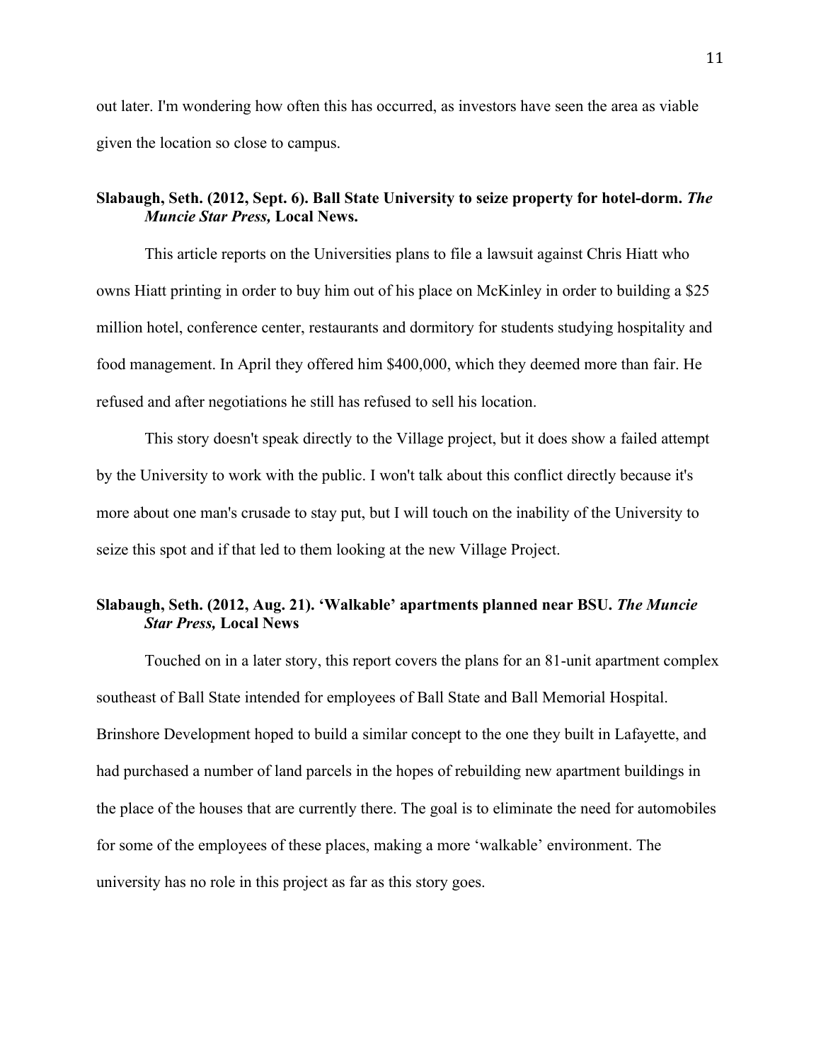out later. I'm wondering how often this has occurred, as investors have seen the area as viable given the location so close to campus.

**Slabaugh, Seth. (2012, Sept. 6). Ball State University to seize property for hotel-dorm. *The Muncie Star Press,* Local News.**

This article reports on the Universities plans to file a lawsuit against Chris Hiatt who owns Hiatt printing in order to buy him out of his place on McKinley in order to building a $25 million hotel, conference center, restaurants and dormitory for students studying hospitality and food management. In April they offered him $400,000, which they deemed more than fair. He refused and after negotiations he still has refused to sell his location.

This story doesn't speak directly to the Village project, but it does show a failed attempt by the University to work with the public. I won't talk about this conflict directly because it's more about one man's crusade to stay put, but I will touch on the inability of the University to seize this spot and if that led to them looking at the new Village Project.

**Slabaugh, Seth. (2012, Aug. 21). 'Walkable' apartments planned near BSU. *The Muncie Star Press,* Local News**

Touched on in a later story, this report covers the plans for an 81-unit apartment complex southeast of Ball State intended for employees of Ball State and Ball Memorial Hospital. Brinshore Development hoped to build a similar concept to the one they built in Lafayette, and had purchased a number of land parcels in the hopes of rebuilding new apartment buildings in the place of the houses that are currently there. The goal is to eliminate the need for automobiles for some of the employees of these places, making a more 'walkable' environment. The university has no role in this project as far as this story goes.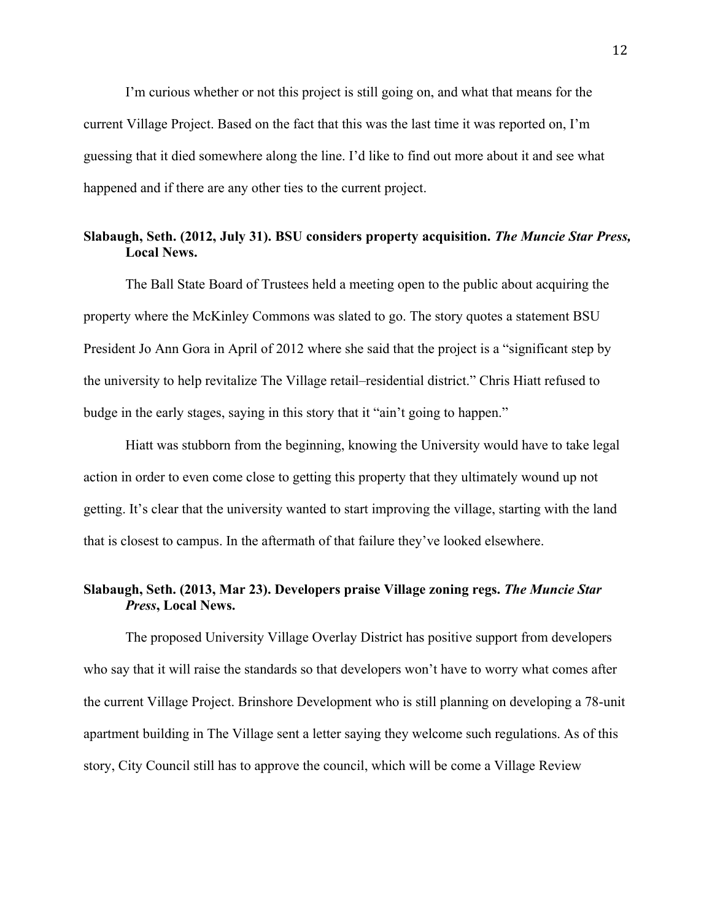I'm curious whether or not this project is still going on, and what that means for the current Village Project. Based on the fact that this was the last time it was reported on, I'm guessing that it died somewhere along the line. I'd like to find out more about it and see what happened and if there are any other ties to the current project.

**Slabaugh, Seth. (2012, July 31). BSU considers property acquisition. *The Muncie Star Press,* Local News.**

The Ball State Board of Trustees held a meeting open to the public about acquiring the property where the McKinley Commons was slated to go. The story quotes a statement BSU President Jo Ann Gora in April of 2012 where she said that the project is a "significant step by the university to help revitalize The Village retail–residential district." Chris Hiatt refused to budge in the early stages, saying in this story that it "ain't going to happen."

Hiatt was stubborn from the beginning, knowing the University would have to take legal action in order to even come close to getting this property that they ultimately wound up not getting. It's clear that the university wanted to start improving the village, starting with the land that is closest to campus. In the aftermath of that failure they've looked elsewhere.

**Slabaugh, Seth. (2013, Mar 23). Developers praise Village zoning regs. *The Muncie Star Press*, Local News.**

The proposed University Village Overlay District has positive support from developers who say that it will raise the standards so that developers won't have to worry what comes after the current Village Project. Brinshore Development who is still planning on developing a 78-unit apartment building in The Village sent a letter saying they welcome such regulations. As of this story, City Council still has to approve the council, which will be come a Village Review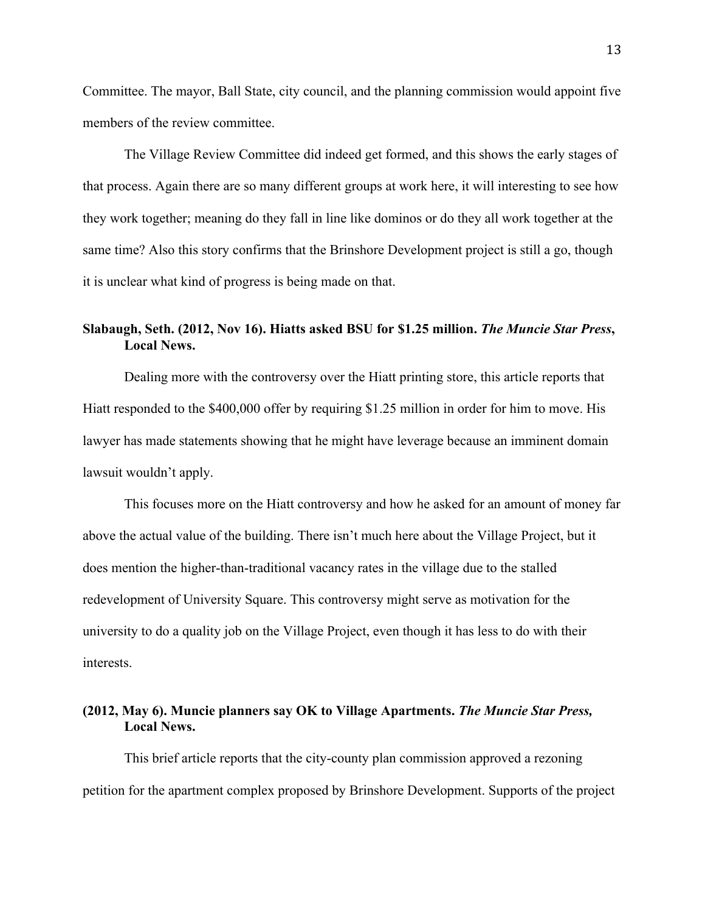Committee. The mayor, Ball State, city council, and the planning commission would appoint five members of the review committee.

The Village Review Committee did indeed get formed, and this shows the early stages of that process. Again there are so many different groups at work here, it will interesting to see how they work together; meaning do they fall in line like dominos or do they all work together at the same time? Also this story confirms that the Brinshore Development project is still a go, though it is unclear what kind of progress is being made on that.

**Slabaugh, Seth. (2012, Nov 16). Hiatts asked BSU for $1.25 million. *The Muncie Star Press*, Local News.**

Dealing more with the controversy over the Hiatt printing store, this article reports that Hiatt responded to the $400,000 offer by requiring $1.25 million in order for him to move. His lawyer has made statements showing that he might have leverage because an imminent domain lawsuit wouldn't apply.

This focuses more on the Hiatt controversy and how he asked for an amount of money far above the actual value of the building. There isn't much here about the Village Project, but it does mention the higher-than-traditional vacancy rates in the village due to the stalled redevelopment of University Square. This controversy might serve as motivation for the university to do a quality job on the Village Project, even though it has less to do with their interests.

**(2012, May 6). Muncie planners say OK to Village Apartments. *The Muncie Star Press,* Local News.**

This brief article reports that the city-county plan commission approved a rezoning petition for the apartment complex proposed by Brinshore Development. Supports of the project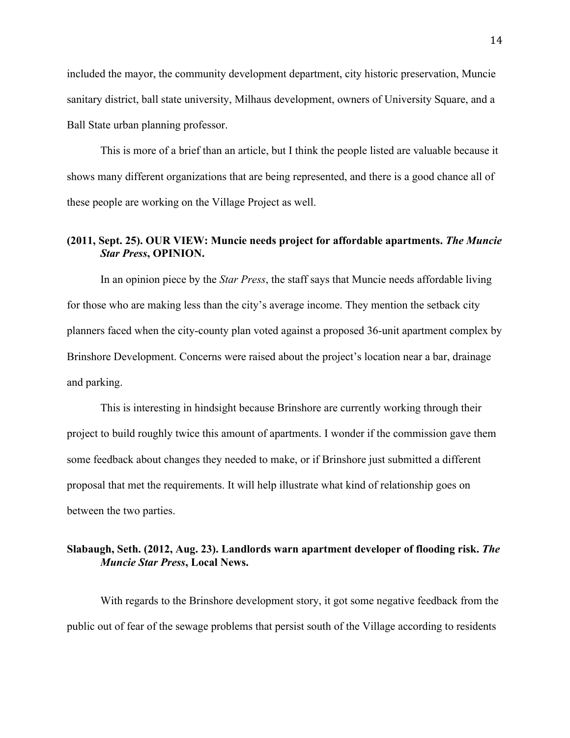included the mayor, the community development department, city historic preservation, Muncie sanitary district, ball state university, Milhaus development, owners of University Square, and a Ball State urban planning professor.

This is more of a brief than an article, but I think the people listed are valuable because it shows many different organizations that are being represented, and there is a good chance all of these people are working on the Village Project as well.

**(2011, Sept. 25). OUR VIEW: Muncie needs project for affordable apartments. *The Muncie Star Press*, OPINION.**

In an opinion piece by the *Star Press*, the staff says that Muncie needs affordable living for those who are making less than the city's average income. They mention the setback city planners faced when the city-county plan voted against a proposed 36-unit apartment complex by Brinshore Development. Concerns were raised about the project's location near a bar, drainage and parking.

This is interesting in hindsight because Brinshore are currently working through their project to build roughly twice this amount of apartments. I wonder if the commission gave them some feedback about changes they needed to make, or if Brinshore just submitted a different proposal that met the requirements. It will help illustrate what kind of relationship goes on between the two parties.

**Slabaugh, Seth. (2012, Aug. 23). Landlords warn apartment developer of flooding risk. *The Muncie Star Press*, Local News.**

With regards to the Brinshore development story, it got some negative feedback from the public out of fear of the sewage problems that persist south of the Village according to residents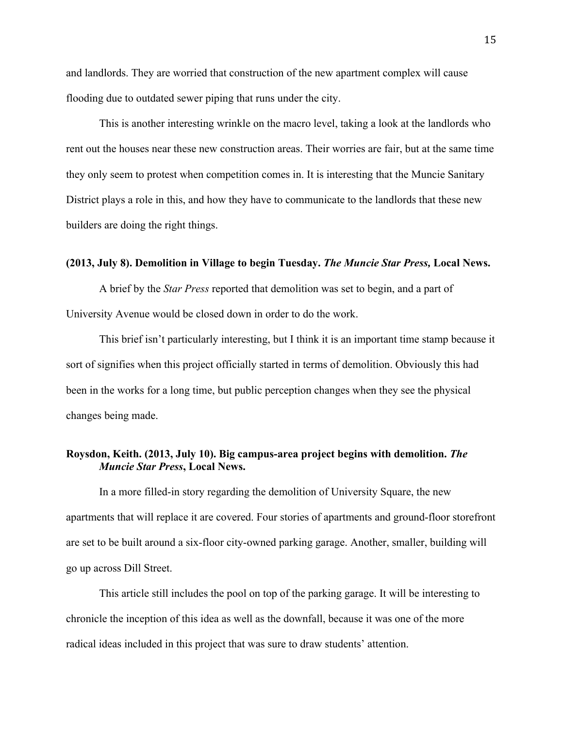and landlords. They are worried that construction of the new apartment complex will cause flooding due to outdated sewer piping that runs under the city.

This is another interesting wrinkle on the macro level, taking a look at the landlords who rent out the houses near these new construction areas. Their worries are fair, but at the same time they only seem to protest when competition comes in. It is interesting that the Muncie Sanitary District plays a role in this, and how they have to communicate to the landlords that these new builders are doing the right things.

**(2013, July 8). Demolition in Village to begin Tuesday. *The Muncie Star Press,* Local News.**

A brief by the *Star Press* reported that demolition was set to begin, and a part of University Avenue would be closed down in order to do the work.

This brief isn't particularly interesting, but I think it is an important time stamp because it sort of signifies when this project officially started in terms of demolition. Obviously this had been in the works for a long time, but public perception changes when they see the physical changes being made.

**Roysdon, Keith. (2013, July 10). Big campus-area project begins with demolition. *The Muncie Star Press*, Local News.**

In a more filled-in story regarding the demolition of University Square, the new apartments that will replace it are covered. Four stories of apartments and ground-floor storefront are set to be built around a six-floor city-owned parking garage. Another, smaller, building will go up across Dill Street.

This article still includes the pool on top of the parking garage. It will be interesting to chronicle the inception of this idea as well as the downfall, because it was one of the more radical ideas included in this project that was sure to draw students' attention.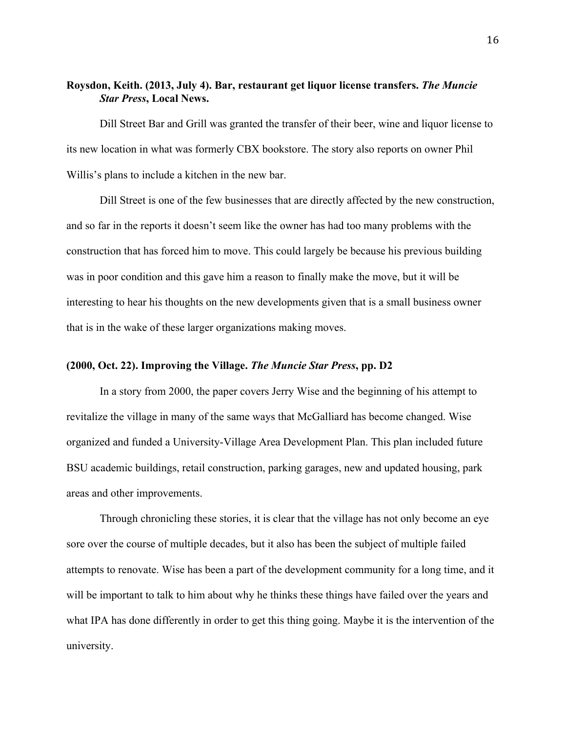**Roysdon, Keith. (2013, July 4). Bar, restaurant get liquor license transfers. *The Muncie Star Press*, Local News.**

Dill Street Bar and Grill was granted the transfer of their beer, wine and liquor license to its new location in what was formerly CBX bookstore. The story also reports on owner Phil Willis's plans to include a kitchen in the new bar.

Dill Street is one of the few businesses that are directly affected by the new construction, and so far in the reports it doesn't seem like the owner has had too many problems with the construction that has forced him to move. This could largely be because his previous building was in poor condition and this gave him a reason to finally make the move, but it will be interesting to hear his thoughts on the new developments given that is a small business owner that is in the wake of these larger organizations making moves.

**(2000, Oct. 22). Improving the Village. *The Muncie Star Press*, pp. D2**

In a story from 2000, the paper covers Jerry Wise and the beginning of his attempt to revitalize the village in many of the same ways that McGalliard has become changed. Wise organized and funded a University-Village Area Development Plan. This plan included future BSU academic buildings, retail construction, parking garages, new and updated housing, park areas and other improvements.

Through chronicling these stories, it is clear that the village has not only become an eye sore over the course of multiple decades, but it also has been the subject of multiple failed attempts to renovate. Wise has been a part of the development community for a long time, and it will be important to talk to him about why he thinks these things have failed over the years and what IPA has done differently in order to get this thing going. Maybe it is the intervention of the university.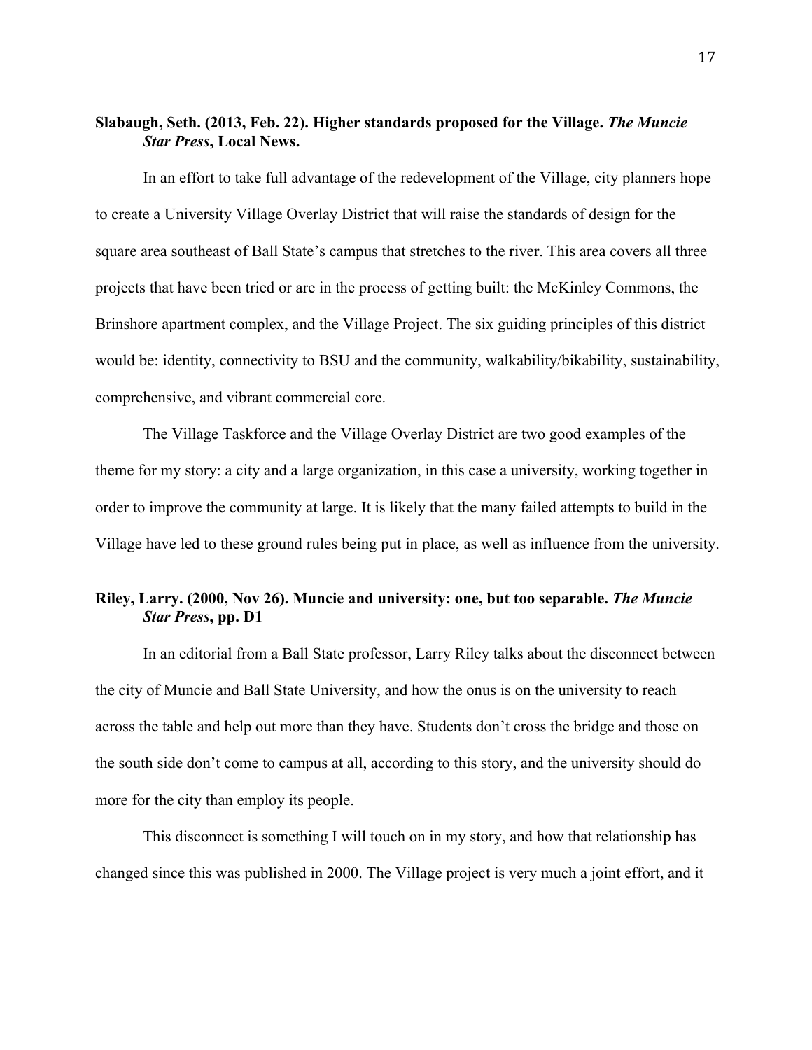**Slabaugh, Seth. (2013, Feb. 22). Higher standards proposed for the Village. *The Muncie Star Press*, Local News.**

In an effort to take full advantage of the redevelopment of the Village, city planners hope to create a University Village Overlay District that will raise the standards of design for the square area southeast of Ball State's campus that stretches to the river. This area covers all three projects that have been tried or are in the process of getting built: the McKinley Commons, the Brinshore apartment complex, and the Village Project. The six guiding principles of this district would be: identity, connectivity to BSU and the community, walkability/bikability, sustainability, comprehensive, and vibrant commercial core.

The Village Taskforce and the Village Overlay District are two good examples of the theme for my story: a city and a large organization, in this case a university, working together in order to improve the community at large. It is likely that the many failed attempts to build in the Village have led to these ground rules being put in place, as well as influence from the university.

**Riley, Larry. (2000, Nov 26). Muncie and university: one, but too separable. *The Muncie Star Press*, pp. D1**

In an editorial from a Ball State professor, Larry Riley talks about the disconnect between the city of Muncie and Ball State University, and how the onus is on the university to reach across the table and help out more than they have. Students don't cross the bridge and those on the south side don't come to campus at all, according to this story, and the university should do more for the city than employ its people.

This disconnect is something I will touch on in my story, and how that relationship has changed since this was published in 2000. The Village project is very much a joint effort, and it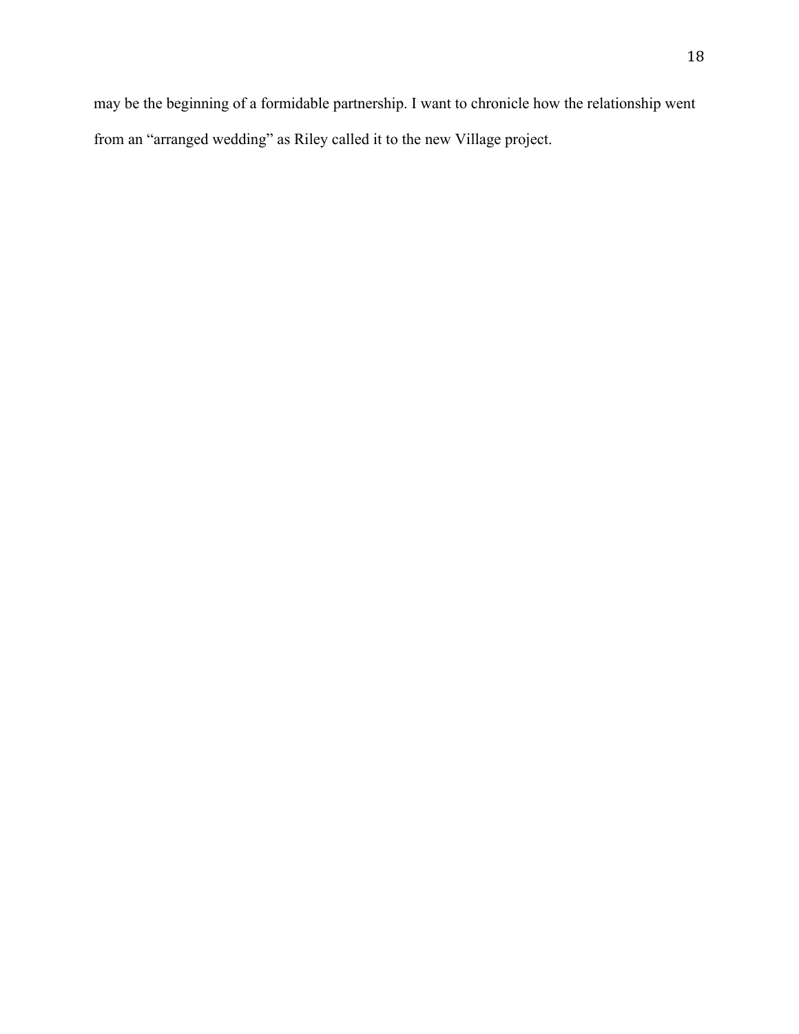may be the beginning of a formidable partnership. I want to chronicle how the relationship went from an "arranged wedding" as Riley called it to the new Village project.